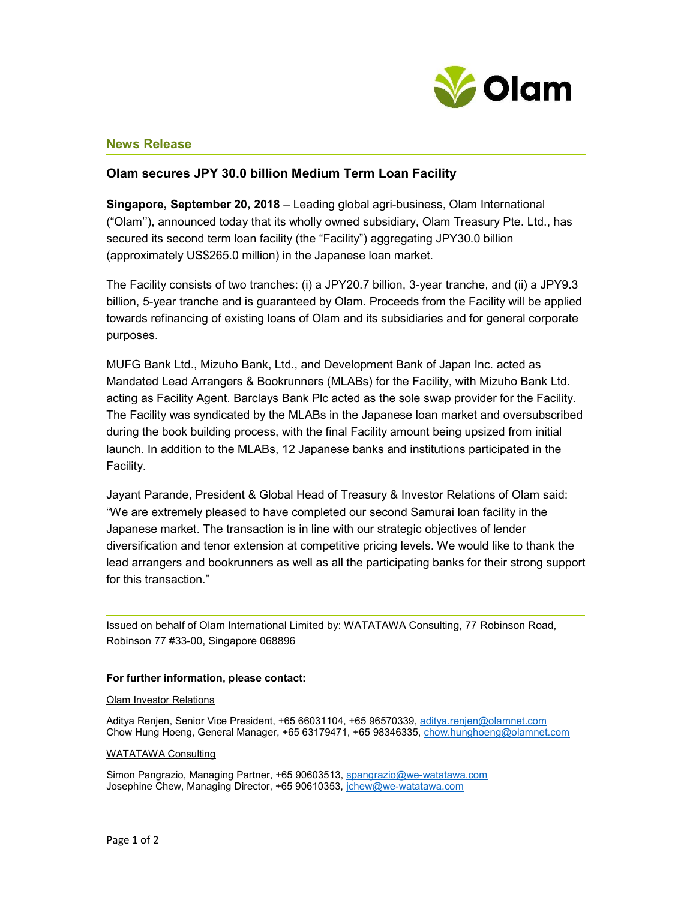Olam

## News Release

### Olam secures JPY 30.0 billion Medium Term Loan Facility

**Singapore, September 20, 2018** – Leading global agri-business, Olam International ("Olam''), announced today that its wholly owned subsidiary, Olam Treasury Pte. Ltd., has secured its second term loan facility (the "Facility") aggregating JPY30.0 billion (approximately US$265.0 million) in the Japanese loan market.

The Facility consists of two tranches: (i) a JPY20.7 billion, 3-year tranche, and (ii) a JPY9.3 billion, 5-year tranche and is guaranteed by Olam. Proceeds from the Facility will be applied towards refinancing of existing loans of Olam and its subsidiaries and for general corporate purposes.

MUFG Bank Ltd., Mizuho Bank, Ltd., and Development Bank of Japan Inc. acted as Mandated Lead Arrangers & Bookrunners (MLABs) for the Facility, with Mizuho Bank Ltd. acting as Facility Agent. Barclays Bank Plc acted as the sole swap provider for the Facility. The Facility was syndicated by the MLABs in the Japanese loan market and oversubscribed during the book building process, with the final Facility amount being upsized from initial launch. In addition to the MLABs, 12 Japanese banks and institutions participated in the Facility.

Jayant Parande, President & Global Head of Treasury & Investor Relations of Olam said: "We are extremely pleased to have completed our second Samurai loan facility in the Japanese market. The transaction is in line with our strategic objectives of lender diversification and tenor extension at competitive pricing levels. We would like to thank the lead arrangers and bookrunners as well as all the participating banks for their strong support for this transaction."

---

Issued on behalf of Olam International Limited by: WATATAWA Consulting, 77 Robinson Road, Robinson 77 #33-00, Singapore 068896

**For further information, please contact:**

Olam Investor Relations

Aditya Renjen, Senior Vice President, +65 66031104, +65 96570339, aditya.renjen@olamnet.com
Chow Hung Hoeng, General Manager, +65 63179471, +65 98346335, chow.hunghoeng@olamnet.com

WATATAWA Consulting

Simon Pangrazio, Managing Partner, +65 90603513, spangrazio@we-watatawa.com
Josephine Chew, Managing Director, +65 90610353, jchew@we-watatawa.com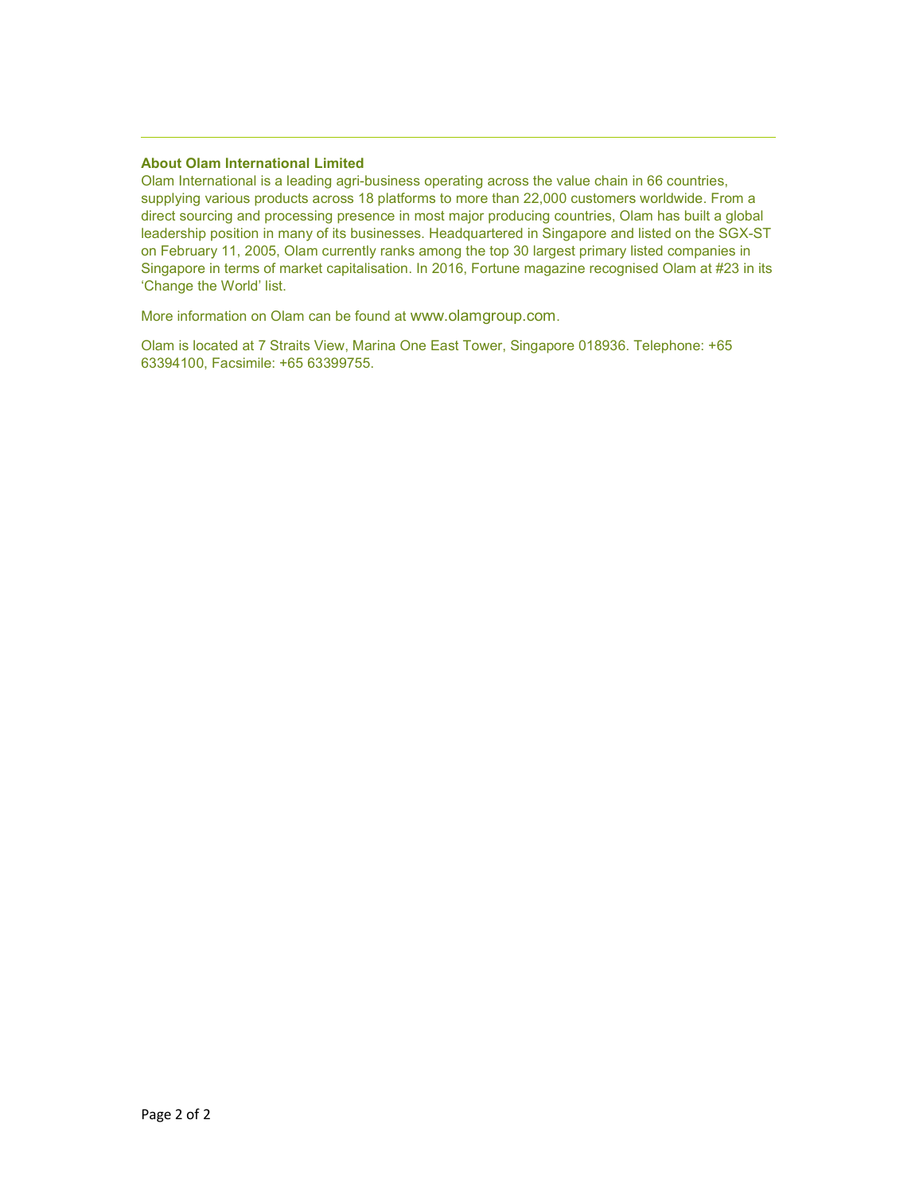---

**About Olam International Limited**

Olam International is a leading agri-business operating across the value chain in 66 countries, supplying various products across 18 platforms to more than 22,000 customers worldwide. From a direct sourcing and processing presence in most major producing countries, Olam has built a global leadership position in many of its businesses. Headquartered in Singapore and listed on the SGX-ST on February 11, 2005, Olam currently ranks among the top 30 largest primary listed companies in Singapore in terms of market capitalisation. In 2016, Fortune magazine recognised Olam at #23 in its 'Change the World' list.

More information on Olam can be found at www.olamgroup.com.

Olam is located at 7 Straits View, Marina One East Tower, Singapore 018936. Telephone: +65 63394100, Facsimile: +65 63399755.